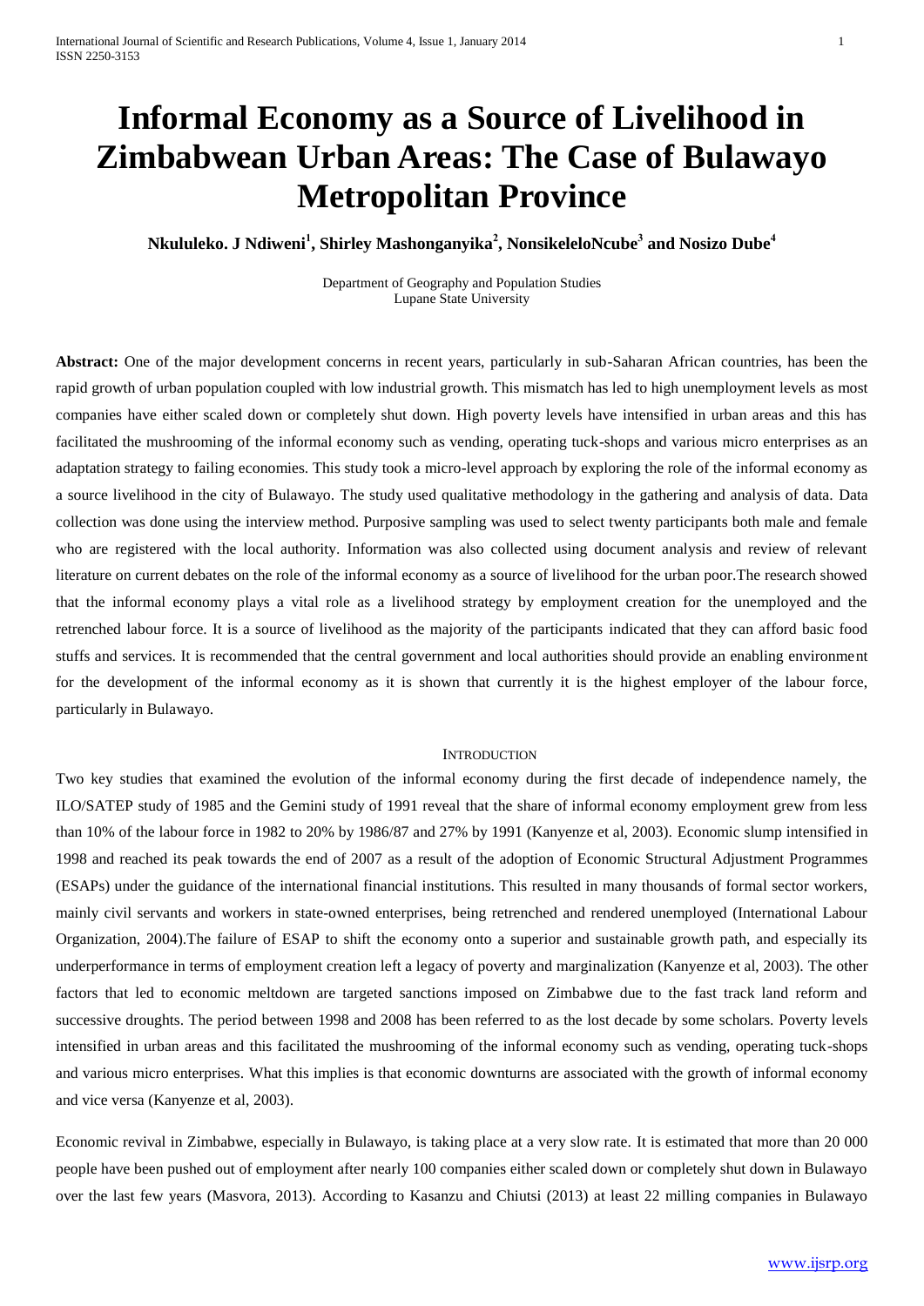# Informal Economy as a Source of Livelihood in Zimbabwean Urban Areas: The Case of Bulawayo Metropolitan Province

**Nkululeko. J Ndiweni[1], Shirley Mashonganyika[2], NonsikeleloNcube[3] and Nosizo Dube[4]**

Department of Geography and Population Studies
Lupane State University

**Abstract:** One of the major development concerns in recent years, particularly in sub-Saharan African countries, has been the rapid growth of urban population coupled with low industrial growth. This mismatch has led to high unemployment levels as most companies have either scaled down or completely shut down. High poverty levels have intensified in urban areas and this has facilitated the mushrooming of the informal economy such as vending, operating tuck-shops and various micro enterprises as an adaptation strategy to failing economies. This study took a micro-level approach by exploring the role of the informal economy as a source livelihood in the city of Bulawayo. The study used qualitative methodology in the gathering and analysis of data. Data collection was done using the interview method. Purposive sampling was used to select twenty participants both male and female who are registered with the local authority. Information was also collected using document analysis and review of relevant literature on current debates on the role of the informal economy as a source of livelihood for the urban poor.The research showed that the informal economy plays a vital role as a livelihood strategy by employment creation for the unemployed and the retrenched labour force. It is a source of livelihood as the majority of the participants indicated that they can afford basic food stuffs and services. It is recommended that the central government and local authorities should provide an enabling environment for the development of the informal economy as it is shown that currently it is the highest employer of the labour force, particularly in Bulawayo.

## Introduction

Two key studies that examined the evolution of the informal economy during the first decade of independence namely, the ILO/SATEP study of 1985 and the Gemini study of 1991 reveal that the share of informal economy employment grew from less than 10% of the labour force in 1982 to 20% by 1986/87 and 27% by 1991 (Kanyenze et al, 2003). Economic slump intensified in 1998 and reached its peak towards the end of 2007 as a result of the adoption of Economic Structural Adjustment Programmes (ESAPs) under the guidance of the international financial institutions. This resulted in many thousands of formal sector workers, mainly civil servants and workers in state-owned enterprises, being retrenched and rendered unemployed (International Labour Organization, 2004).The failure of ESAP to shift the economy onto a superior and sustainable growth path, and especially its underperformance in terms of employment creation left a legacy of poverty and marginalization (Kanyenze et al, 2003). The other factors that led to economic meltdown are targeted sanctions imposed on Zimbabwe due to the fast track land reform and successive droughts. The period between 1998 and 2008 has been referred to as the lost decade by some scholars. Poverty levels intensified in urban areas and this facilitated the mushrooming of the informal economy such as vending, operating tuck-shops and various micro enterprises. What this implies is that economic downturns are associated with the growth of informal economy and vice versa (Kanyenze et al, 2003).

Economic revival in Zimbabwe, especially in Bulawayo, is taking place at a very slow rate. It is estimated that more than 20 000 people have been pushed out of employment after nearly 100 companies either scaled down or completely shut down in Bulawayo over the last few years (Masvora, 2013). According to Kasanzu and Chiutsi (2013) at least 22 milling companies in Bulawayo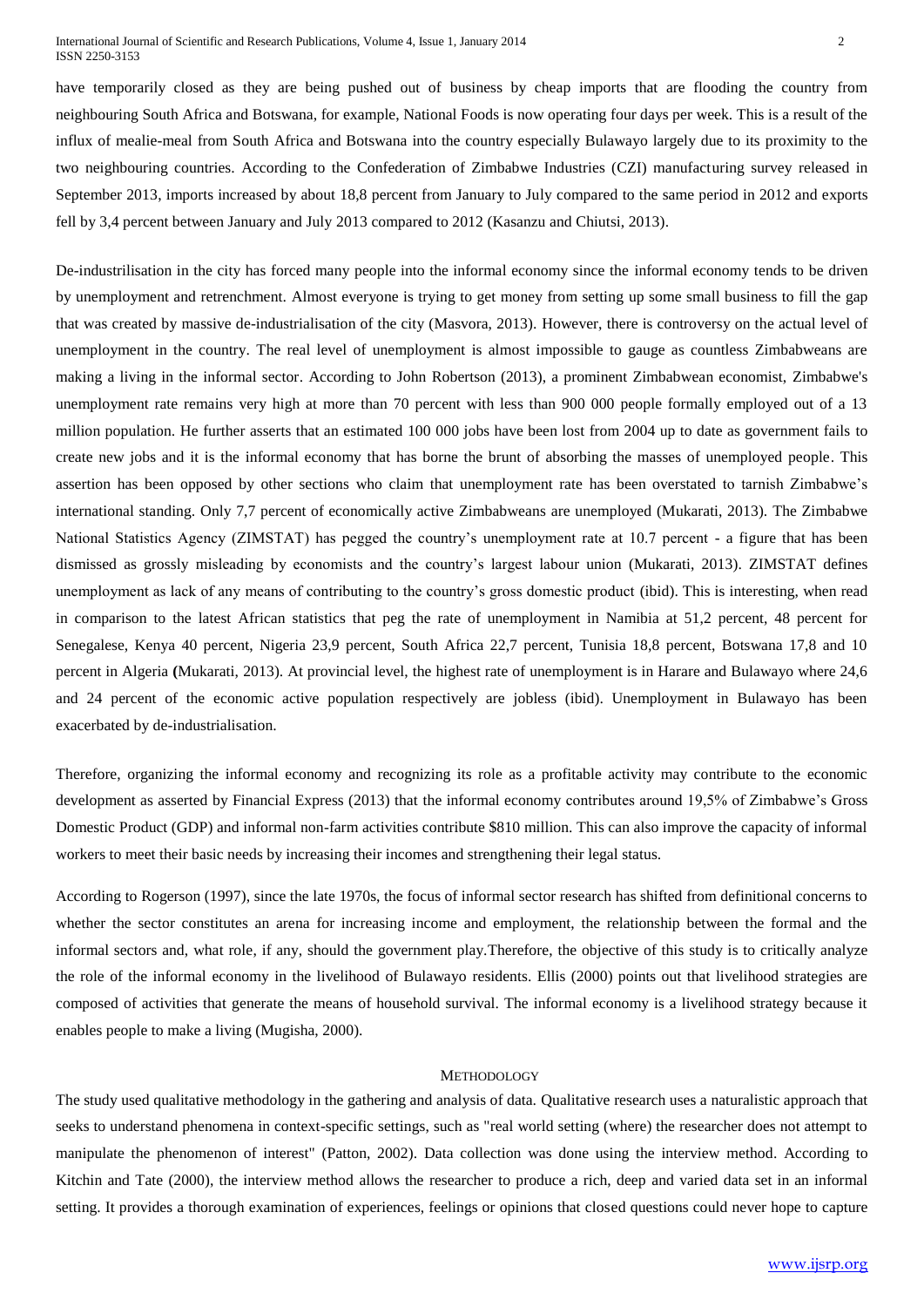have temporarily closed as they are being pushed out of business by cheap imports that are flooding the country from neighbouring South Africa and Botswana, for example, National Foods is now operating four days per week. This is a result of the influx of mealie-meal from South Africa and Botswana into the country especially Bulawayo largely due to its proximity to the two neighbouring countries. According to the Confederation of Zimbabwe Industries (CZI) manufacturing survey released in September 2013, imports increased by about 18,8 percent from January to July compared to the same period in 2012 and exports fell by 3,4 percent between January and July 2013 compared to 2012 (Kasanzu and Chiutsi, 2013).

De-industrilisation in the city has forced many people into the informal economy since the informal economy tends to be driven by unemployment and retrenchment. Almost everyone is trying to get money from setting up some small business to fill the gap that was created by massive de-industrialisation of the city (Masvora, 2013). However, there is controversy on the actual level of unemployment in the country. The real level of unemployment is almost impossible to gauge as countless Zimbabweans are making a living in the informal sector. According to John Robertson (2013), a prominent Zimbabwean economist, Zimbabwe's unemployment rate remains very high at more than 70 percent with less than 900 000 people formally employed out of a 13 million population. He further asserts that an estimated 100 000 jobs have been lost from 2004 up to date as government fails to create new jobs and it is the informal economy that has borne the brunt of absorbing the masses of unemployed people. This assertion has been opposed by other sections who claim that unemployment rate has been overstated to tarnish Zimbabwe's international standing. Only 7,7 percent of economically active Zimbabweans are unemployed (Mukarati, 2013). The Zimbabwe National Statistics Agency (ZIMSTAT) has pegged the country's unemployment rate at 10.7 percent - a figure that has been dismissed as grossly misleading by economists and the country's largest labour union (Mukarati, 2013). ZIMSTAT defines unemployment as lack of any means of contributing to the country's gross domestic product (ibid). This is interesting, when read in comparison to the latest African statistics that peg the rate of unemployment in Namibia at 51,2 percent, 48 percent for Senegalese, Kenya 40 percent, Nigeria 23,9 percent, South Africa 22,7 percent, Tunisia 18,8 percent, Botswana 17,8 and 10 percent in Algeria **(**Mukarati, 2013). At provincial level, the highest rate of unemployment is in Harare and Bulawayo where 24,6 and 24 percent of the economic active population respectively are jobless (ibid). Unemployment in Bulawayo has been exacerbated by de-industrialisation.

Therefore, organizing the informal economy and recognizing its role as a profitable activity may contribute to the economic development as asserted by Financial Express (2013) that the informal economy contributes around 19,5% of Zimbabwe's Gross Domestic Product (GDP) and informal non-farm activities contribute $810 million. This can also improve the capacity of informal workers to meet their basic needs by increasing their incomes and strengthening their legal status.

According to Rogerson (1997), since the late 1970s, the focus of informal sector research has shifted from definitional concerns to whether the sector constitutes an arena for increasing income and employment, the relationship between the formal and the informal sectors and, what role, if any, should the government play.Therefore, the objective of this study is to critically analyze the role of the informal economy in the livelihood of Bulawayo residents. Ellis (2000) points out that livelihood strategies are composed of activities that generate the means of household survival. The informal economy is a livelihood strategy because it enables people to make a living (Mugisha, 2000).

## METHODOLOGY

The study used qualitative methodology in the gathering and analysis of data. Qualitative research uses a naturalistic approach that seeks to understand phenomena in context-specific settings, such as "real world setting (where) the researcher does not attempt to manipulate the phenomenon of interest" (Patton, 2002). Data collection was done using the interview method. According to Kitchin and Tate (2000), the interview method allows the researcher to produce a rich, deep and varied data set in an informal setting. It provides a thorough examination of experiences, feelings or opinions that closed questions could never hope to capture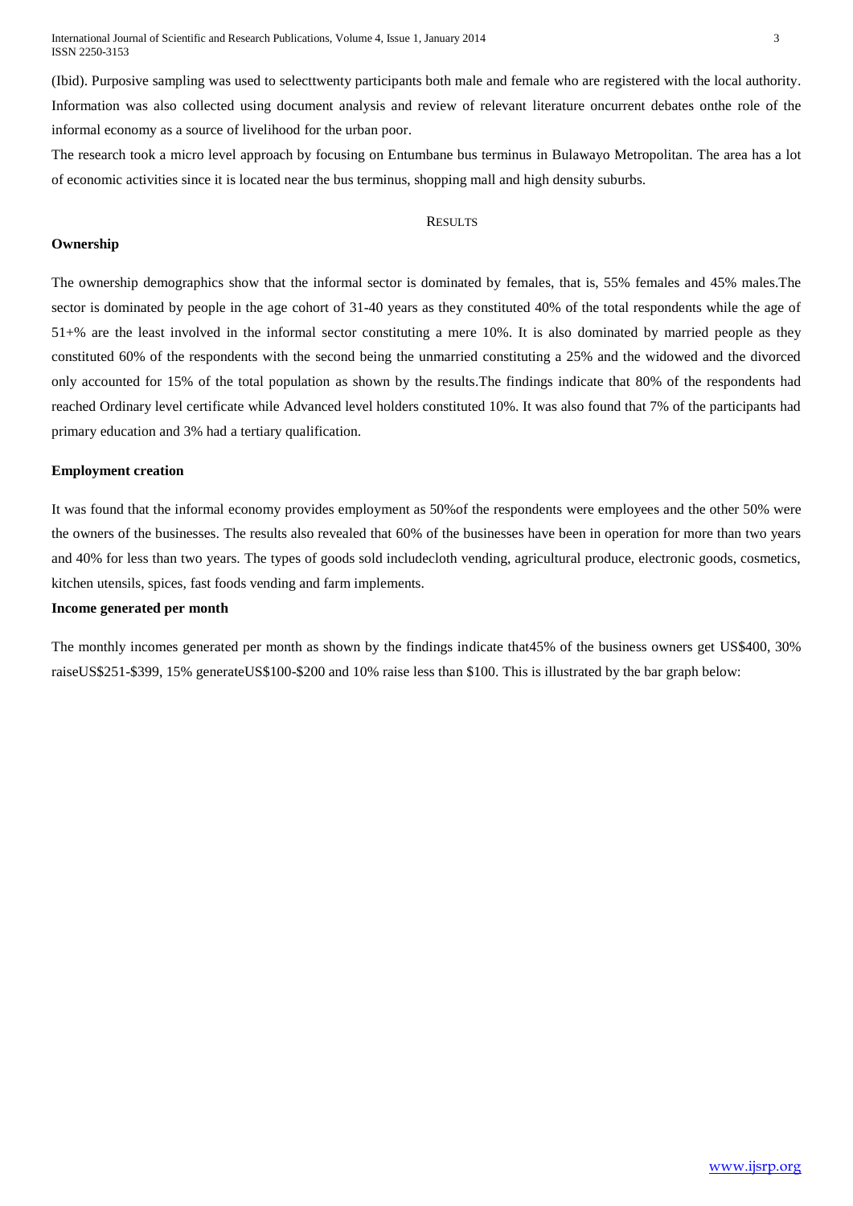(Ibid). Purposive sampling was used to selecttwenty participants both male and female who are registered with the local authority. Information was also collected using document analysis and review of relevant literature oncurrent debates onthe role of the informal economy as a source of livelihood for the urban poor.

The research took a micro level approach by focusing on Entumbane bus terminus in Bulawayo Metropolitan. The area has a lot of economic activities since it is located near the bus terminus, shopping mall and high density suburbs.

## RESULTS

### Ownership

The ownership demographics show that the informal sector is dominated by females, that is, 55% females and 45% males.The sector is dominated by people in the age cohort of 31-40 years as they constituted 40% of the total respondents while the age of 51+% are the least involved in the informal sector constituting a mere 10%. It is also dominated by married people as they constituted 60% of the respondents with the second being the unmarried constituting a 25% and the widowed and the divorced only accounted for 15% of the total population as shown by the results.The findings indicate that 80% of the respondents had reached Ordinary level certificate while Advanced level holders constituted 10%. It was also found that 7% of the participants had primary education and 3% had a tertiary qualification.

### Employment creation

It was found that the informal economy provides employment as 50%of the respondents were employees and the other 50% were the owners of the businesses. The results also revealed that 60% of the businesses have been in operation for more than two years and 40% for less than two years. The types of goods sold includecloth vending, agricultural produce, electronic goods, cosmetics, kitchen utensils, spices, fast foods vending and farm implements.

### Income generated per month

The monthly incomes generated per month as shown by the findings indicate that45% of the business owners get US$400, 30% raiseUS$251-$399, 15% generateUS$100-$200 and 10% raise less than $100. This is illustrated by the bar graph below: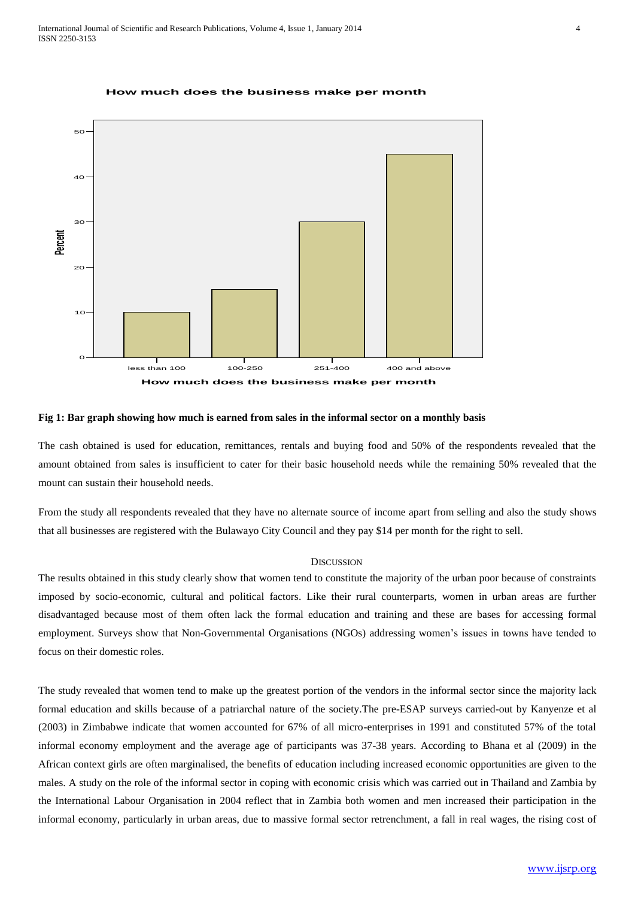**Fig 1: Bar graph showing how much is earned from sales in the informal sector on a monthly basis**

The cash obtained is used for education, remittances, rentals and buying food and 50% of the respondents revealed that the amount obtained from sales is insufficient to cater for their basic household needs while the remaining 50% revealed that the mount can sustain their household needs.

From the study all respondents revealed that they have no alternate source of income apart from selling and also the study shows that all businesses are registered with the Bulawayo City Council and they pay $14 per month for the right to sell.

## DISCUSSION

The results obtained in this study clearly show that women tend to constitute the majority of the urban poor because of constraints imposed by socio-economic, cultural and political factors. Like their rural counterparts, women in urban areas are further disadvantaged because most of them often lack the formal education and training and these are bases for accessing formal employment. Surveys show that Non-Governmental Organisations (NGOs) addressing women's issues in towns have tended to focus on their domestic roles.

The study revealed that women tend to make up the greatest portion of the vendors in the informal sector since the majority lack formal education and skills because of a patriarchal nature of the society.The pre-ESAP surveys carried-out by Kanyenze et al (2003) in Zimbabwe indicate that women accounted for 67% of all micro-enterprises in 1991 and constituted 57% of the total informal economy employment and the average age of participants was 37-38 years. According to Bhana et al (2009) in the African context girls are often marginalised, the benefits of education including increased economic opportunities are given to the males. A study on the role of the informal sector in coping with economic crisis which was carried out in Thailand and Zambia by the International Labour Organisation in 2004 reflect that in Zambia both women and men increased their participation in the informal economy, particularly in urban areas, due to massive formal sector retrenchment, a fall in real wages, the rising cost of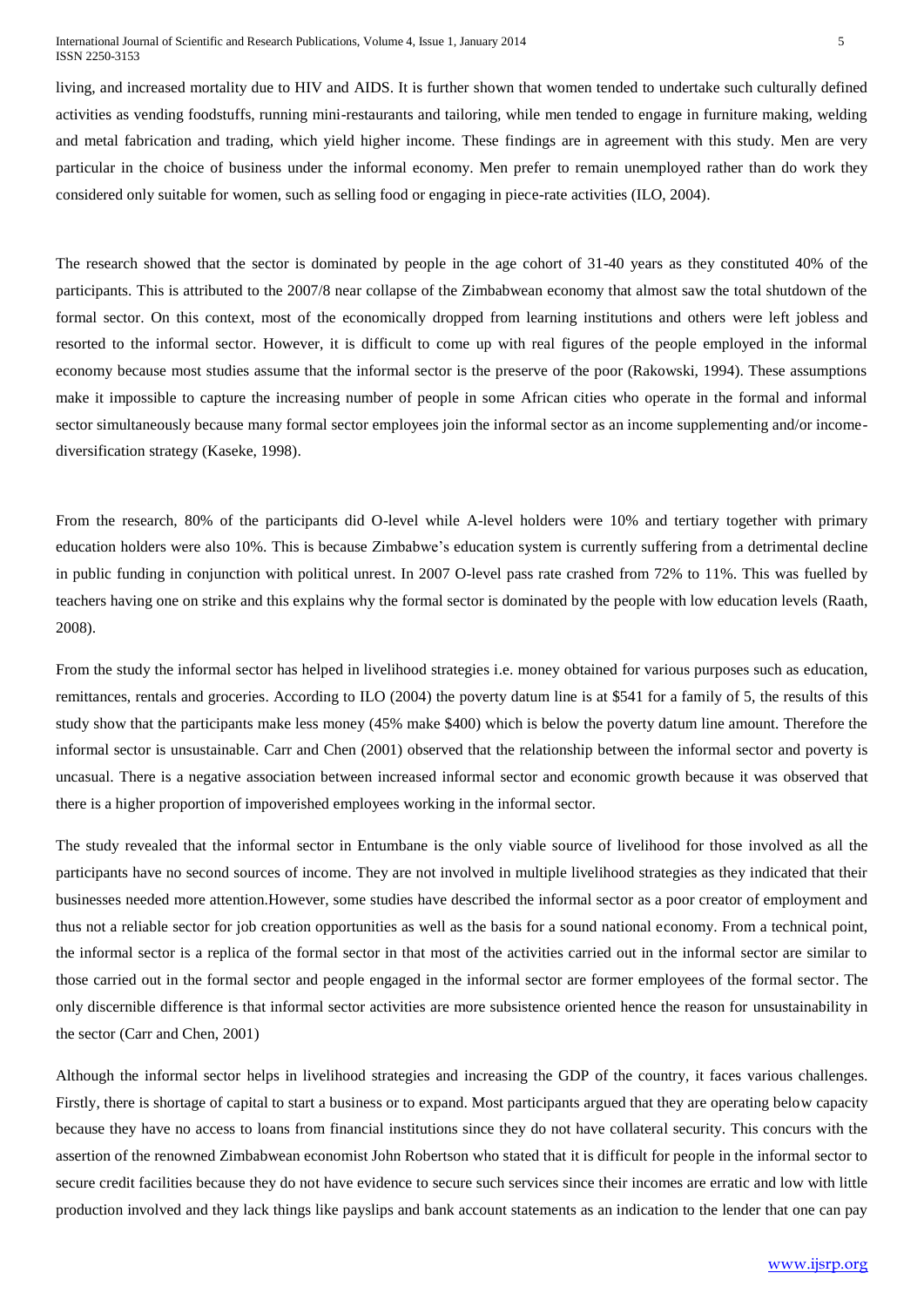living, and increased mortality due to HIV and AIDS. It is further shown that women tended to undertake such culturally defined activities as vending foodstuffs, running mini-restaurants and tailoring, while men tended to engage in furniture making, welding and metal fabrication and trading, which yield higher income. These findings are in agreement with this study. Men are very particular in the choice of business under the informal economy. Men prefer to remain unemployed rather than do work they considered only suitable for women, such as selling food or engaging in piece-rate activities (ILO, 2004).

The research showed that the sector is dominated by people in the age cohort of 31-40 years as they constituted 40% of the participants. This is attributed to the 2007/8 near collapse of the Zimbabwean economy that almost saw the total shutdown of the formal sector. On this context, most of the economically dropped from learning institutions and others were left jobless and resorted to the informal sector. However, it is difficult to come up with real figures of the people employed in the informal economy because most studies assume that the informal sector is the preserve of the poor (Rakowski, 1994). These assumptions make it impossible to capture the increasing number of people in some African cities who operate in the formal and informal sector simultaneously because many formal sector employees join the informal sector as an income supplementing and/or income-diversification strategy (Kaseke, 1998).

From the research, 80% of the participants did O-level while A-level holders were 10% and tertiary together with primary education holders were also 10%. This is because Zimbabwe's education system is currently suffering from a detrimental decline in public funding in conjunction with political unrest. In 2007 O-level pass rate crashed from 72% to 11%. This was fuelled by teachers having one on strike and this explains why the formal sector is dominated by the people with low education levels (Raath, 2008).

From the study the informal sector has helped in livelihood strategies i.e. money obtained for various purposes such as education, remittances, rentals and groceries. According to ILO (2004) the poverty datum line is at $541 for a family of 5, the results of this study show that the participants make less money (45% make $400) which is below the poverty datum line amount. Therefore the informal sector is unsustainable. Carr and Chen (2001) observed that the relationship between the informal sector and poverty is uncasual. There is a negative association between increased informal sector and economic growth because it was observed that there is a higher proportion of impoverished employees working in the informal sector.

The study revealed that the informal sector in Entumbane is the only viable source of livelihood for those involved as all the participants have no second sources of income. They are not involved in multiple livelihood strategies as they indicated that their businesses needed more attention.However, some studies have described the informal sector as a poor creator of employment and thus not a reliable sector for job creation opportunities as well as the basis for a sound national economy. From a technical point, the informal sector is a replica of the formal sector in that most of the activities carried out in the informal sector are similar to those carried out in the formal sector and people engaged in the informal sector are former employees of the formal sector. The only discernible difference is that informal sector activities are more subsistence oriented hence the reason for unsustainability in the sector (Carr and Chen, 2001)

Although the informal sector helps in livelihood strategies and increasing the GDP of the country, it faces various challenges. Firstly, there is shortage of capital to start a business or to expand. Most participants argued that they are operating below capacity because they have no access to loans from financial institutions since they do not have collateral security. This concurs with the assertion of the renowned Zimbabwean economist John Robertson who stated that it is difficult for people in the informal sector to secure credit facilities because they do not have evidence to secure such services since their incomes are erratic and low with little production involved and they lack things like payslips and bank account statements as an indication to the lender that one can pay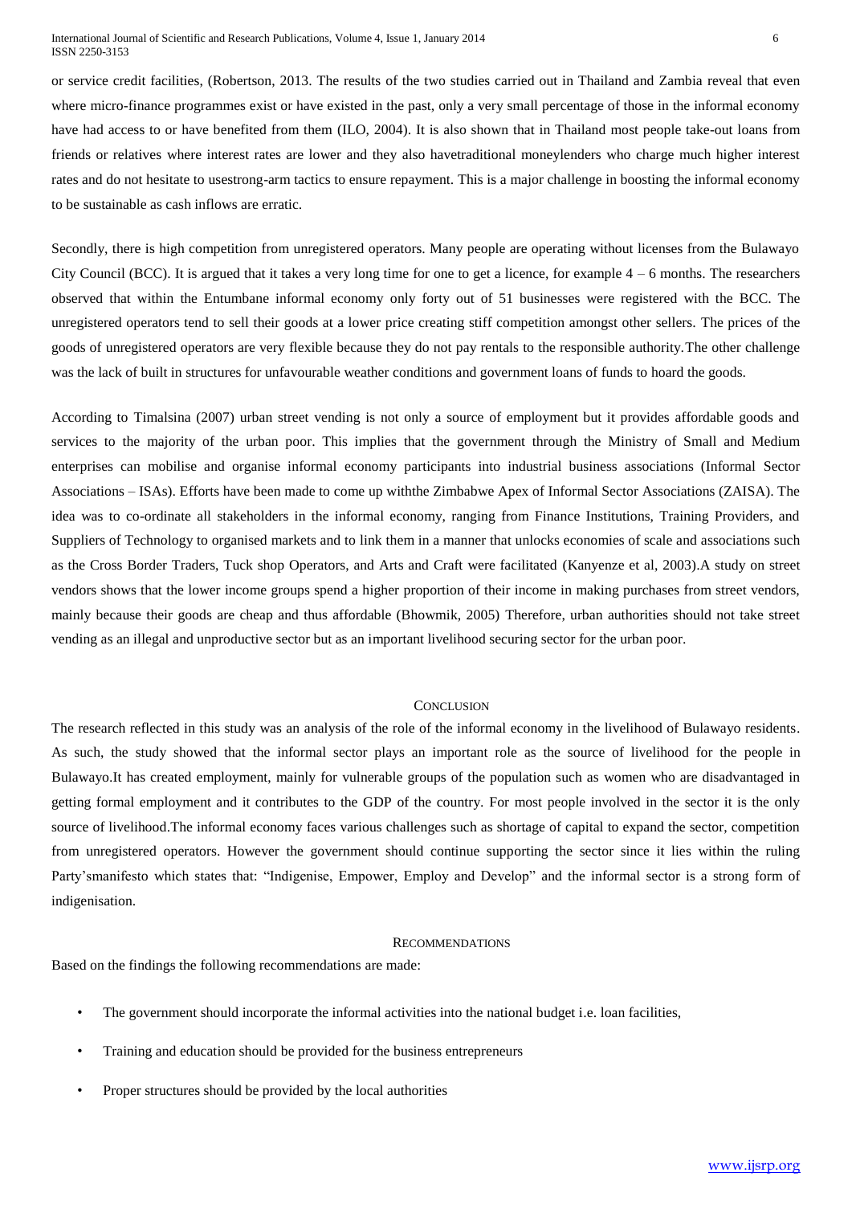or service credit facilities, (Robertson, 2013. The results of the two studies carried out in Thailand and Zambia reveal that even where micro-finance programmes exist or have existed in the past, only a very small percentage of those in the informal economy have had access to or have benefited from them (ILO, 2004). It is also shown that in Thailand most people take-out loans from friends or relatives where interest rates are lower and they also havetraditional moneylenders who charge much higher interest rates and do not hesitate to usestrong-arm tactics to ensure repayment. This is a major challenge in boosting the informal economy to be sustainable as cash inflows are erratic.

Secondly, there is high competition from unregistered operators. Many people are operating without licenses from the Bulawayo City Council (BCC). It is argued that it takes a very long time for one to get a licence, for example 4 – 6 months. The researchers observed that within the Entumbane informal economy only forty out of 51 businesses were registered with the BCC. The unregistered operators tend to sell their goods at a lower price creating stiff competition amongst other sellers. The prices of the goods of unregistered operators are very flexible because they do not pay rentals to the responsible authority.The other challenge was the lack of built in structures for unfavourable weather conditions and government loans of funds to hoard the goods.

According to Timalsina (2007) urban street vending is not only a source of employment but it provides affordable goods and services to the majority of the urban poor. This implies that the government through the Ministry of Small and Medium enterprises can mobilise and organise informal economy participants into industrial business associations (Informal Sector Associations – ISAs). Efforts have been made to come up withthe Zimbabwe Apex of Informal Sector Associations (ZAISA). The idea was to co-ordinate all stakeholders in the informal economy, ranging from Finance Institutions, Training Providers, and Suppliers of Technology to organised markets and to link them in a manner that unlocks economies of scale and associations such as the Cross Border Traders, Tuck shop Operators, and Arts and Craft were facilitated (Kanyenze et al, 2003).A study on street vendors shows that the lower income groups spend a higher proportion of their income in making purchases from street vendors, mainly because their goods are cheap and thus affordable (Bhowmik, 2005) Therefore, urban authorities should not take street vending as an illegal and unproductive sector but as an important livelihood securing sector for the urban poor.

## Conclusion

The research reflected in this study was an analysis of the role of the informal economy in the livelihood of Bulawayo residents. As such, the study showed that the informal sector plays an important role as the source of livelihood for the people in Bulawayo.It has created employment, mainly for vulnerable groups of the population such as women who are disadvantaged in getting formal employment and it contributes to the GDP of the country. For most people involved in the sector it is the only source of livelihood.The informal economy faces various challenges such as shortage of capital to expand the sector, competition from unregistered operators. However the government should continue supporting the sector since it lies within the ruling Party'smanifesto which states that: "Indigenise, Empower, Employ and Develop" and the informal sector is a strong form of indigenisation.

## Recommendations

Based on the findings the following recommendations are made:

- The government should incorporate the informal activities into the national budget i.e. loan facilities,
- Training and education should be provided for the business entrepreneurs
- Proper structures should be provided by the local authorities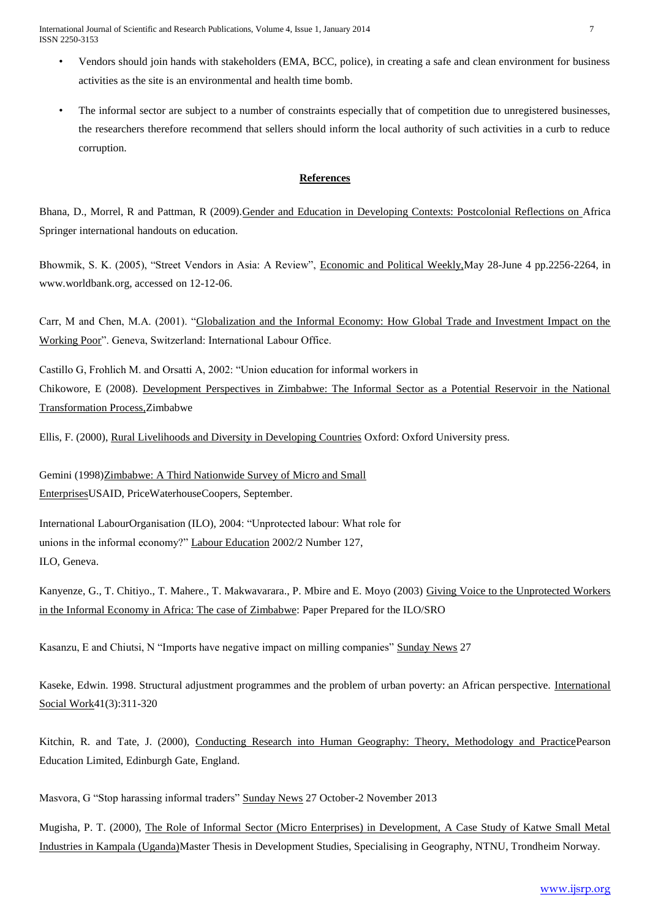- Vendors should join hands with stakeholders (EMA, BCC, police), in creating a safe and clean environment for business activities as the site is an environmental and health time bomb.
- The informal sector are subject to a number of constraints especially that of competition due to unregistered businesses, the researchers therefore recommend that sellers should inform the local authority of such activities in a curb to reduce corruption.

## References

Bhana, D., Morrel, R and Pattman, R (2009).Gender and Education in Developing Contexts: Postcolonial Reflections on Africa Springer international handouts on education.

Bhowmik, S. K. (2005), "Street Vendors in Asia: A Review", Economic and Political Weekly,May 28-June 4 pp.2256-2264, in www.worldbank.org, accessed on 12-12-06.

Carr, M and Chen, M.A. (2001). "Globalization and the Informal Economy: How Global Trade and Investment Impact on the Working Poor". Geneva, Switzerland: International Labour Office.

Castillo G, Frohlich M. and Orsatti A, 2002: "Union education for informal workers in

Chikowore, E (2008). Development Perspectives in Zimbabwe: The Informal Sector as a Potential Reservoir in the National Transformation Process,Zimbabwe

Ellis, F. (2000), Rural Livelihoods and Diversity in Developing Countries Oxford: Oxford University press.

Gemini (1998)Zimbabwe: A Third Nationwide Survey of Micro and Small EnterprisesUSAID, PriceWaterhouseCoopers, September.

International LabourOrganisation (ILO), 2004: "Unprotected labour: What role for unions in the informal economy?" Labour Education 2002/2 Number 127, ILO, Geneva.

Kanyenze, G., T. Chitiyo., T. Mahere., T. Makwavarara., P. Mbire and E. Moyo (2003) Giving Voice to the Unprotected Workers in the Informal Economy in Africa: The case of Zimbabwe: Paper Prepared for the ILO/SRO

Kasanzu, E and Chiutsi, N "Imports have negative impact on milling companies" Sunday News 27

Kaseke, Edwin. 1998. Structural adjustment programmes and the problem of urban poverty: an African perspective. International Social Work41(3):311-320

Kitchin, R. and Tate, J. (2000), Conducting Research into Human Geography: Theory, Methodology and PracticePearson Education Limited, Edinburgh Gate, England.

Masvora, G "Stop harassing informal traders" Sunday News 27 October-2 November 2013

Mugisha, P. T. (2000), The Role of Informal Sector (Micro Enterprises) in Development, A Case Study of Katwe Small Metal Industries in Kampala (Uganda)Master Thesis in Development Studies, Specialising in Geography, NTNU, Trondheim Norway.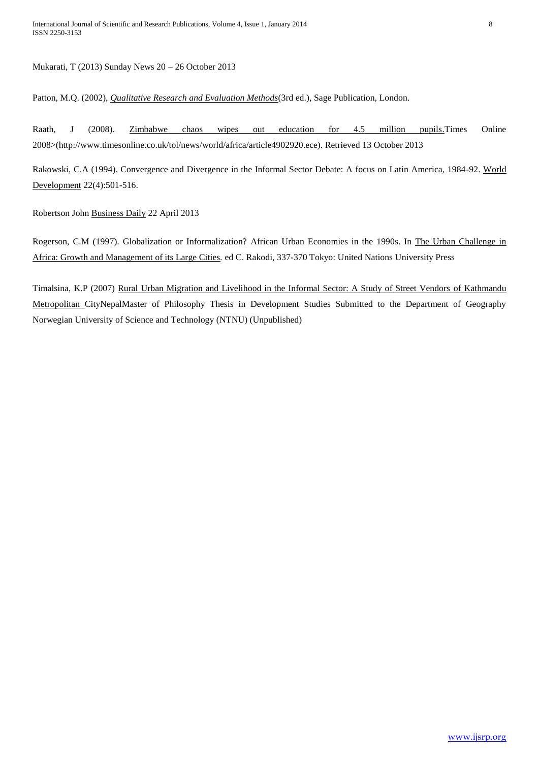Mukarati, T (2013) Sunday News 20 – 26 October 2013

Patton, M.Q. (2002), *Qualitative Research and Evaluation Methods*(3rd ed.), Sage Publication, London.

Raath, J (2008). Zimbabwe chaos wipes out education for 4.5 million pupils.Times Online 2008>(http://www.timesonline.co.uk/tol/news/world/africa/article4902920.ece). Retrieved 13 October 2013

Rakowski, C.A (1994). Convergence and Divergence in the Informal Sector Debate: A focus on Latin America, 1984-92. World Development 22(4):501-516.

Robertson John Business Daily 22 April 2013

Rogerson, C.M (1997). Globalization or Informalization? African Urban Economies in the 1990s. In The Urban Challenge in Africa: Growth and Management of its Large Cities. ed C. Rakodi, 337-370 Tokyo: United Nations University Press

Timalsina, K.P (2007) Rural Urban Migration and Livelihood in the Informal Sector: A Study of Street Vendors of Kathmandu Metropolitan CityNepalMaster of Philosophy Thesis in Development Studies Submitted to the Department of Geography Norwegian University of Science and Technology (NTNU) (Unpublished)